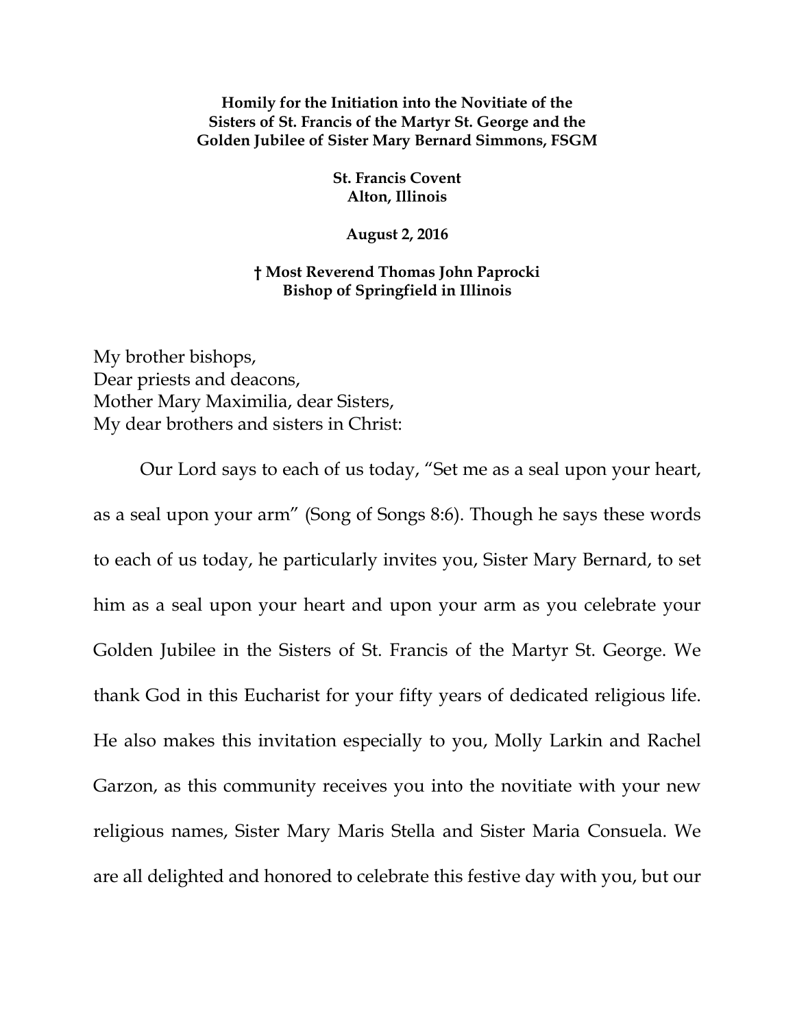**Homily for the Initiation into the Novitiate of the Sisters of St. Francis of the Martyr St. George and the Golden Jubilee of Sister Mary Bernard Simmons, FSGM**

**St. Francis Covent**
**Alton, Illinois**

**August 2, 2016**

**† Most Reverend Thomas John Paprocki**
**Bishop of Springfield in Illinois**

My brother bishops,
Dear priests and deacons,
Mother Mary Maximilia, dear Sisters,
My dear brothers and sisters in Christ:

Our Lord says to each of us today, "Set me as a seal upon your heart, as a seal upon your arm" (Song of Songs 8:6). Though he says these words to each of us today, he particularly invites you, Sister Mary Bernard, to set him as a seal upon your heart and upon your arm as you celebrate your Golden Jubilee in the Sisters of St. Francis of the Martyr St. George. We thank God in this Eucharist for your fifty years of dedicated religious life. He also makes this invitation especially to you, Molly Larkin and Rachel Garzon, as this community receives you into the novitiate with your new religious names, Sister Mary Maris Stella and Sister Maria Consuela. We are all delighted and honored to celebrate this festive day with you, but our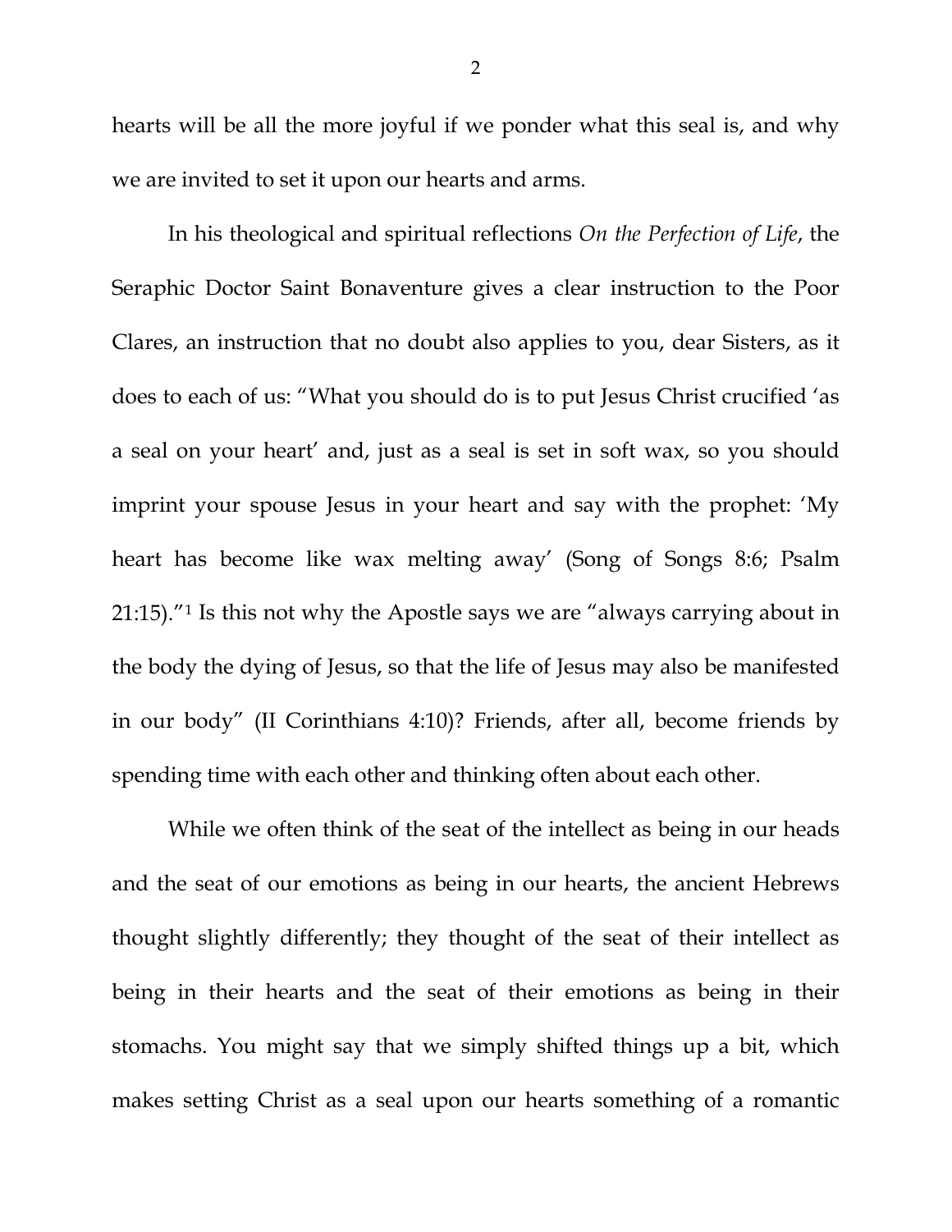hearts will be all the more joyful if we ponder what this seal is, and why we are invited to set it upon our hearts and arms.

In his theological and spiritual reflections *On the Perfection of Life*, the Seraphic Doctor Saint Bonaventure gives a clear instruction to the Poor Clares, an instruction that no doubt also applies to you, dear Sisters, as it does to each of us: "What you should do is to put Jesus Christ crucified 'as a seal on your heart' and, just as a seal is set in soft wax, so you should imprint your spouse Jesus in your heart and say with the prophet: 'My heart has become like wax melting away' (Song of Songs 8:6; Psalm 21:15)."[1] Is this not why the Apostle says we are "always carrying about in the body the dying of Jesus, so that the life of Jesus may also be manifested in our body" (II Corinthians 4:10)? Friends, after all, become friends by spending time with each other and thinking often about each other.

While we often think of the seat of the intellect as being in our heads and the seat of our emotions as being in our hearts, the ancient Hebrews thought slightly differently; they thought of the seat of their intellect as being in their hearts and the seat of their emotions as being in their stomachs. You might say that we simply shifted things up a bit, which makes setting Christ as a seal upon our hearts something of a romantic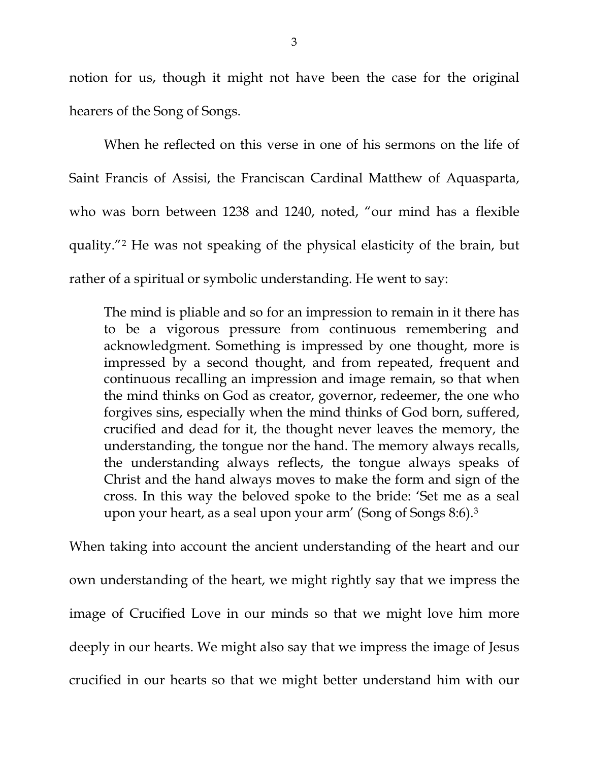notion for us, though it might not have been the case for the original hearers of the Song of Songs.

When he reflected on this verse in one of his sermons on the life of Saint Francis of Assisi, the Franciscan Cardinal Matthew of Aquasparta, who was born between 1238 and 1240, noted, "our mind has a flexible quality."[2] He was not speaking of the physical elasticity of the brain, but rather of a spiritual or symbolic understanding. He went to say:

> The mind is pliable and so for an impression to remain in it there has to be a vigorous pressure from continuous remembering and acknowledgment. Something is impressed by one thought, more is impressed by a second thought, and from repeated, frequent and continuous recalling an impression and image remain, so that when the mind thinks on God as creator, governor, redeemer, the one who forgives sins, especially when the mind thinks of God born, suffered, crucified and dead for it, the thought never leaves the memory, the understanding, the tongue nor the hand. The memory always recalls, the understanding always reflects, the tongue always speaks of Christ and the hand always moves to make the form and sign of the cross. In this way the beloved spoke to the bride: 'Set me as a seal upon your heart, as a seal upon your arm' (Song of Songs 8:6).[3]

When taking into account the ancient understanding of the heart and our own understanding of the heart, we might rightly say that we impress the image of Crucified Love in our minds so that we might love him more deeply in our hearts. We might also say that we impress the image of Jesus crucified in our hearts so that we might better understand him with our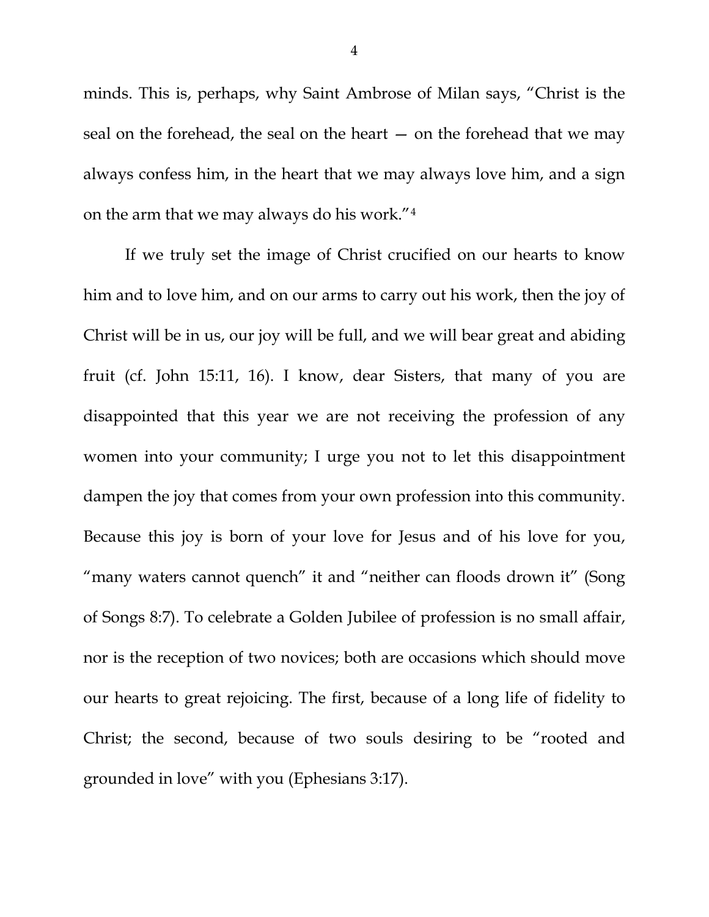minds. This is, perhaps, why Saint Ambrose of Milan says, "Christ is the seal on the forehead, the seal on the heart — on the forehead that we may always confess him, in the heart that we may always love him, and a sign on the arm that we may always do his work."[4]

If we truly set the image of Christ crucified on our hearts to know him and to love him, and on our arms to carry out his work, then the joy of Christ will be in us, our joy will be full, and we will bear great and abiding fruit (cf. John 15:11, 16). I know, dear Sisters, that many of you are disappointed that this year we are not receiving the profession of any women into your community; I urge you not to let this disappointment dampen the joy that comes from your own profession into this community. Because this joy is born of your love for Jesus and of his love for you, "many waters cannot quench" it and "neither can floods drown it" (Song of Songs 8:7). To celebrate a Golden Jubilee of profession is no small affair, nor is the reception of two novices; both are occasions which should move our hearts to great rejoicing. The first, because of a long life of fidelity to Christ; the second, because of two souls desiring to be "rooted and grounded in love" with you (Ephesians 3:17).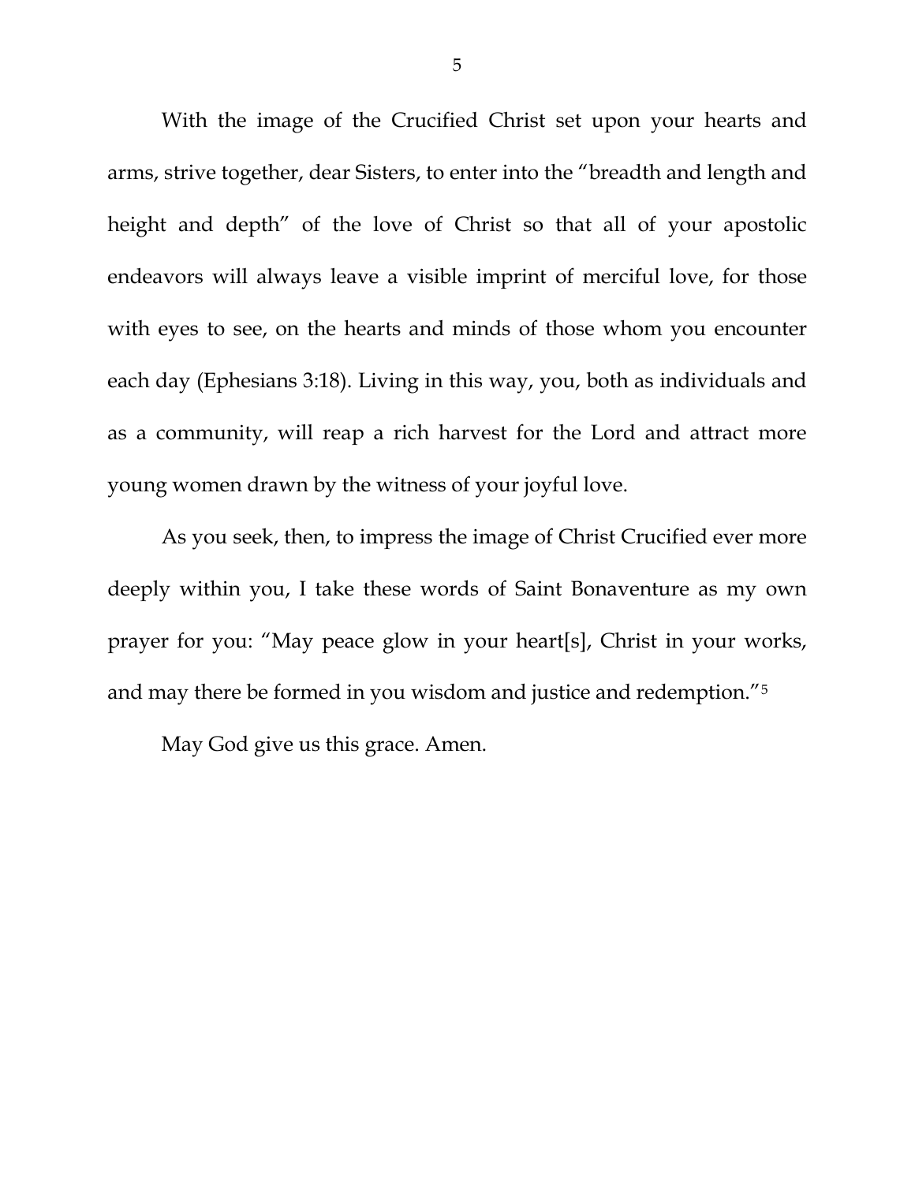With the image of the Crucified Christ set upon your hearts and arms, strive together, dear Sisters, to enter into the "breadth and length and height and depth" of the love of Christ so that all of your apostolic endeavors will always leave a visible imprint of merciful love, for those with eyes to see, on the hearts and minds of those whom you encounter each day (Ephesians 3:18). Living in this way, you, both as individuals and as a community, will reap a rich harvest for the Lord and attract more young women drawn by the witness of your joyful love.

As you seek, then, to impress the image of Christ Crucified ever more deeply within you, I take these words of Saint Bonaventure as my own prayer for you: "May peace glow in your heart[s], Christ in your works, and may there be formed in you wisdom and justice and redemption."[5]

May God give us this grace. Amen.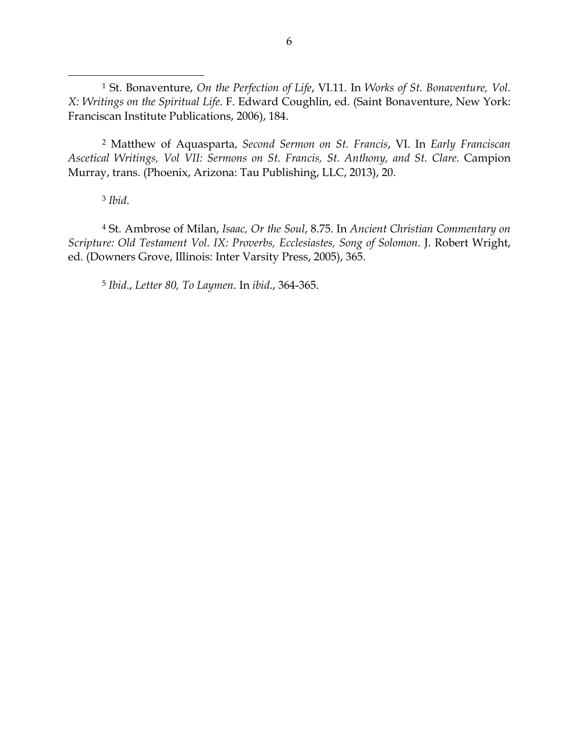[1] St. Bonaventure, *On the Perfection of Life*, VI.11. In *Works of St. Bonaventure, Vol. X: Writings on the Spiritual Life*. F. Edward Coughlin, ed. (Saint Bonaventure, New York: Franciscan Institute Publications, 2006), 184.

[2] Matthew of Aquasparta, *Second Sermon on St. Francis*, VI. In *Early Franciscan Ascetical Writings, Vol VII: Sermons on St. Francis, St. Anthony, and St. Clare*. Campion Murray, trans. (Phoenix, Arizona: Tau Publishing, LLC, 2013), 20.

[3] *Ibid*.

[4] St. Ambrose of Milan, *Isaac, Or the Soul*, 8.75. In *Ancient Christian Commentary on Scripture: Old Testament Vol. IX: Proverbs, Ecclesiastes, Song of Solomon*. J. Robert Wright, ed. (Downers Grove, Illinois: Inter Varsity Press, 2005), 365.

[5] *Ibid*., *Letter 80, To Laymen*. In *ibid*., 364-365.